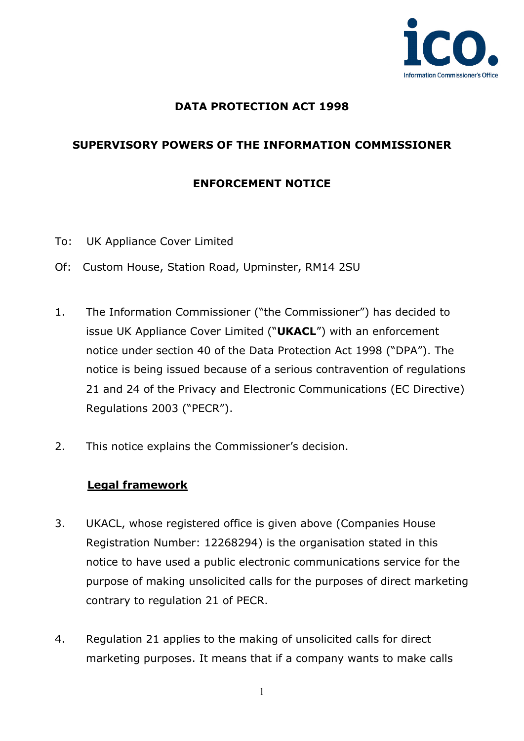**DATA PROTECTION ACT 1998**

**SUPERVISORY POWERS OF THE INFORMATION COMMISSIONER**

**ENFORCEMENT NOTICE**

To: UK Appliance Cover Limited

Of: Custom House, Station Road, Upminster, RM14 2SU

1. The Information Commissioner ("the Commissioner") has decided to issue UK Appliance Cover Limited ("**UKACL**") with an enforcement notice under section 40 of the Data Protection Act 1998 ("DPA"). The notice is being issued because of a serious contravention of regulations 21 and 24 of the Privacy and Electronic Communications (EC Directive) Regulations 2003 ("PECR").

2. This notice explains the Commissioner's decision.

**Legal framework**

3. UKACL, whose registered office is given above (Companies House Registration Number: 12268294) is the organisation stated in this notice to have used a public electronic communications service for the purpose of making unsolicited calls for the purposes of direct marketing contrary to regulation 21 of PECR.

4. Regulation 21 applies to the making of unsolicited calls for direct marketing purposes. It means that if a company wants to make calls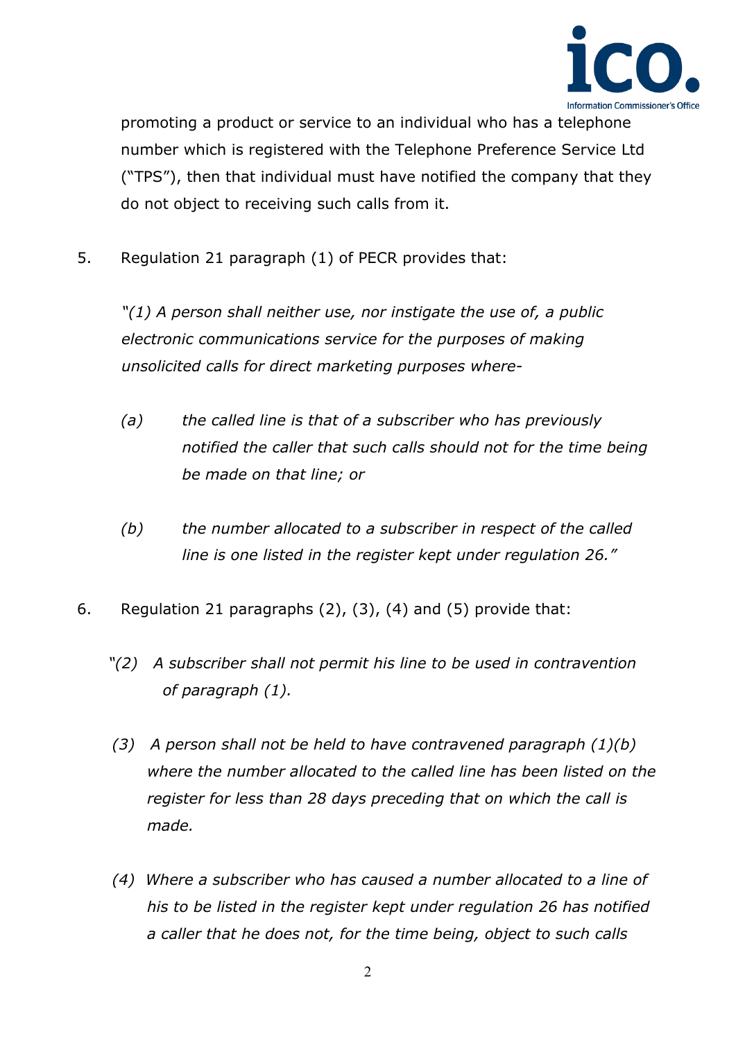promoting a product or service to an individual who has a telephone number which is registered with the Telephone Preference Service Ltd ("TPS"), then that individual must have notified the company that they do not object to receiving such calls from it.

5. Regulation 21 paragraph (1) of PECR provides that:

*"(1) A person shall neither use, nor instigate the use of, a public electronic communications service for the purposes of making unsolicited calls for direct marketing purposes where-*

*(a) the called line is that of a subscriber who has previously notified the caller that such calls should not for the time being be made on that line; or*

*(b) the number allocated to a subscriber in respect of the called line is one listed in the register kept under regulation 26."*

6. Regulation 21 paragraphs (2), (3), (4) and (5) provide that:

*"(2) A subscriber shall not permit his line to be used in contravention of paragraph (1).*

*(3) A person shall not be held to have contravened paragraph (1)(b) where the number allocated to the called line has been listed on the register for less than 28 days preceding that on which the call is made.*

*(4) Where a subscriber who has caused a number allocated to a line of his to be listed in the register kept under regulation 26 has notified a caller that he does not, for the time being, object to such calls*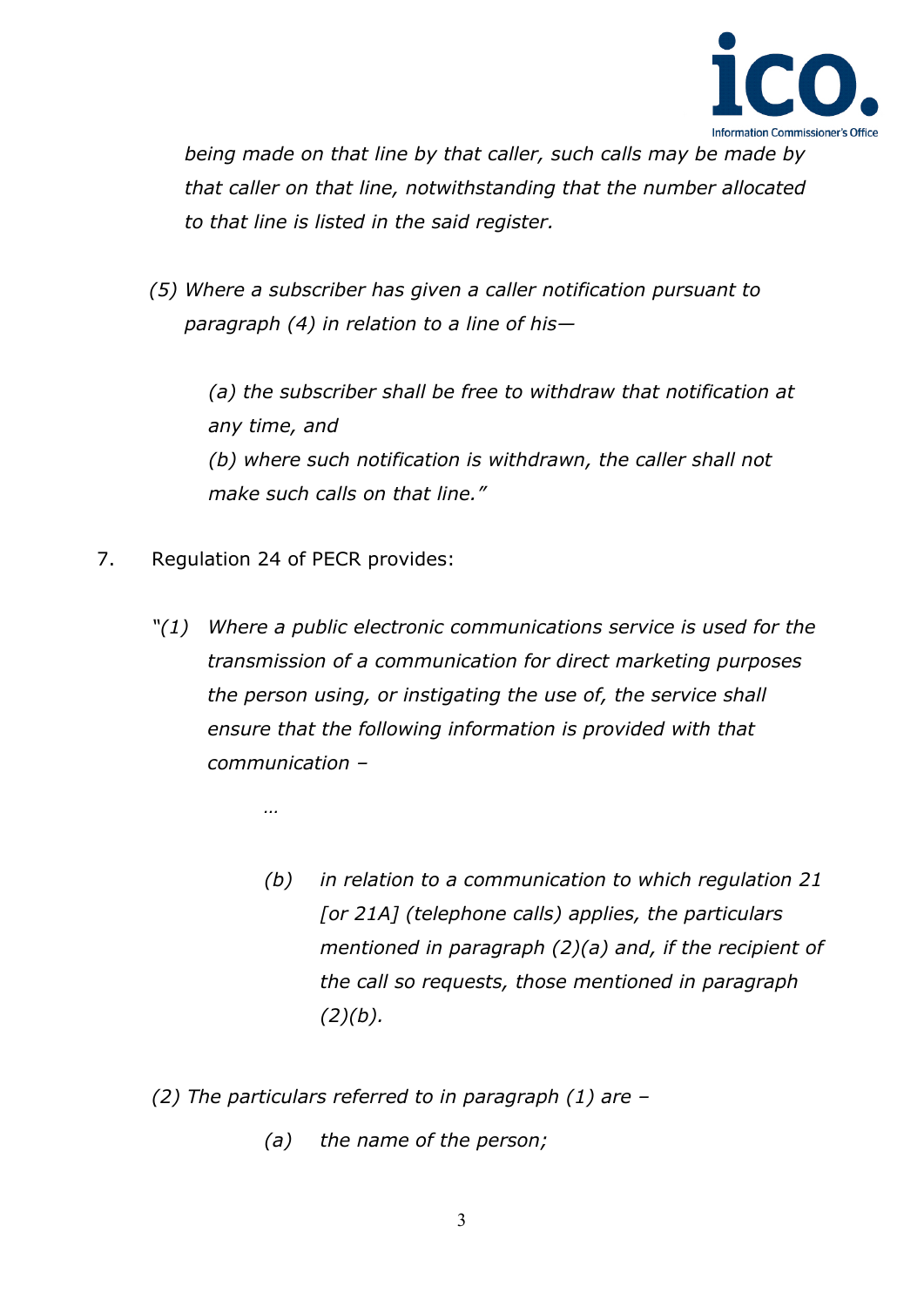*being made on that line by that caller, such calls may be made by that caller on that line, notwithstanding that the number allocated to that line is listed in the said register.*

*(5) Where a subscriber has given a caller notification pursuant to paragraph (4) in relation to a line of his—*

*(a) the subscriber shall be free to withdraw that notification at any time, and*
*(b) where such notification is withdrawn, the caller shall not make such calls on that line."*

7. Regulation 24 of PECR provides:

*"(1) Where a public electronic communications service is used for the transmission of a communication for direct marketing purposes the person using, or instigating the use of, the service shall ensure that the following information is provided with that communication –*

*…*

*(b) in relation to a communication to which regulation 21 [or 21A] (telephone calls) applies, the particulars mentioned in paragraph (2)(a) and, if the recipient of the call so requests, those mentioned in paragraph (2)(b).*

*(2) The particulars referred to in paragraph (1) are –*

*(a) the name of the person;*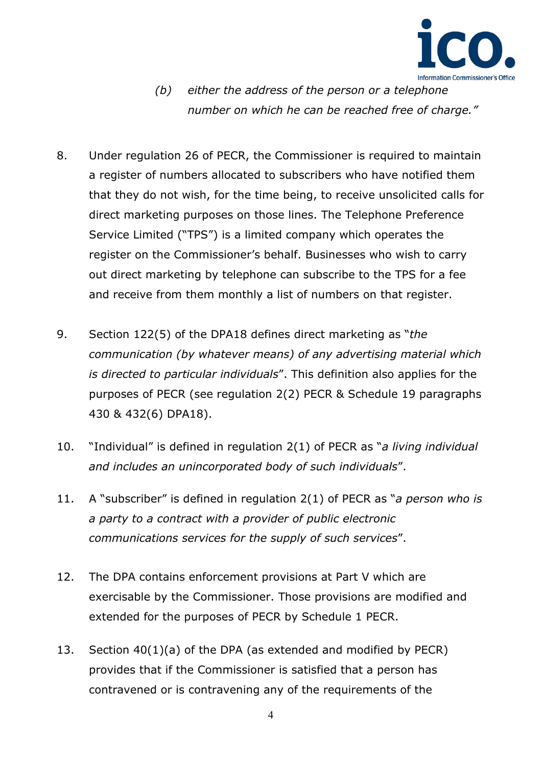> *(b) either the address of the person or a telephone number on which he can be reached free of charge."*

8. Under regulation 26 of PECR, the Commissioner is required to maintain a register of numbers allocated to subscribers who have notified them that they do not wish, for the time being, to receive unsolicited calls for direct marketing purposes on those lines. The Telephone Preference Service Limited ("TPS") is a limited company which operates the register on the Commissioner's behalf. Businesses who wish to carry out direct marketing by telephone can subscribe to the TPS for a fee and receive from them monthly a list of numbers on that register.

9. Section 122(5) of the DPA18 defines direct marketing as "*the communication (by whatever means) of any advertising material which is directed to particular individuals*". This definition also applies for the purposes of PECR (see regulation 2(2) PECR & Schedule 19 paragraphs 430 & 432(6) DPA18).

10. "Individual" is defined in regulation 2(1) of PECR as "*a living individual and includes an unincorporated body of such individuals*".

11. A "subscriber" is defined in regulation 2(1) of PECR as "*a person who is a party to a contract with a provider of public electronic communications services for the supply of such services*".

12. The DPA contains enforcement provisions at Part V which are exercisable by the Commissioner. Those provisions are modified and extended for the purposes of PECR by Schedule 1 PECR.

13. Section 40(1)(a) of the DPA (as extended and modified by PECR) provides that if the Commissioner is satisfied that a person has contravened or is contravening any of the requirements of the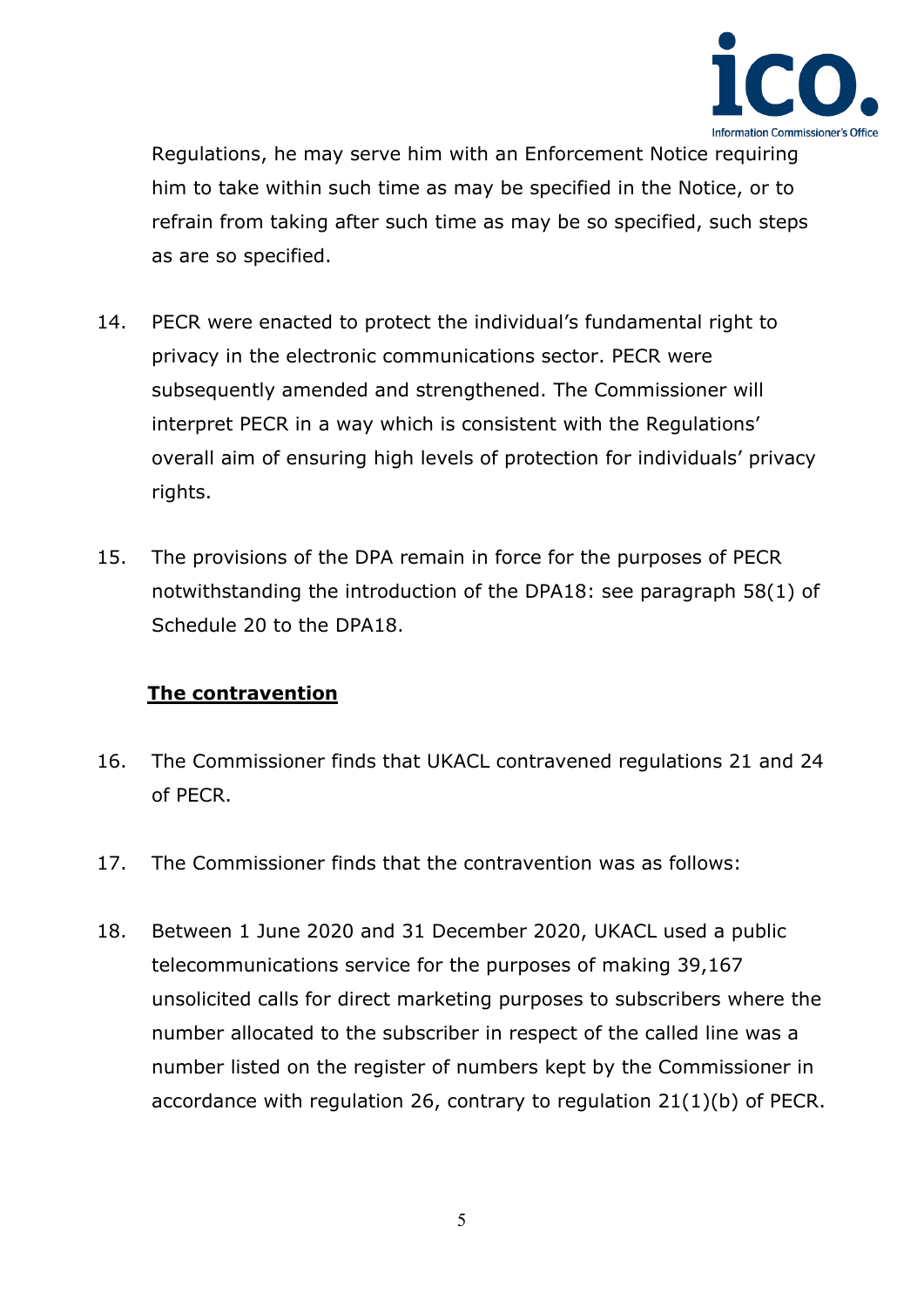Regulations, he may serve him with an Enforcement Notice requiring him to take within such time as may be specified in the Notice, or to refrain from taking after such time as may be so specified, such steps as are so specified.

14. PECR were enacted to protect the individual's fundamental right to privacy in the electronic communications sector. PECR were subsequently amended and strengthened. The Commissioner will interpret PECR in a way which is consistent with the Regulations' overall aim of ensuring high levels of protection for individuals' privacy rights.

15. The provisions of the DPA remain in force for the purposes of PECR notwithstanding the introduction of the DPA18: see paragraph 58(1) of Schedule 20 to the DPA18.

## **The contravention**

16. The Commissioner finds that UKACL contravened regulations 21 and 24 of PECR.

17. The Commissioner finds that the contravention was as follows:

18. Between 1 June 2020 and 31 December 2020, UKACL used a public telecommunications service for the purposes of making 39,167 unsolicited calls for direct marketing purposes to subscribers where the number allocated to the subscriber in respect of the called line was a number listed on the register of numbers kept by the Commissioner in accordance with regulation 26, contrary to regulation 21(1)(b) of PECR.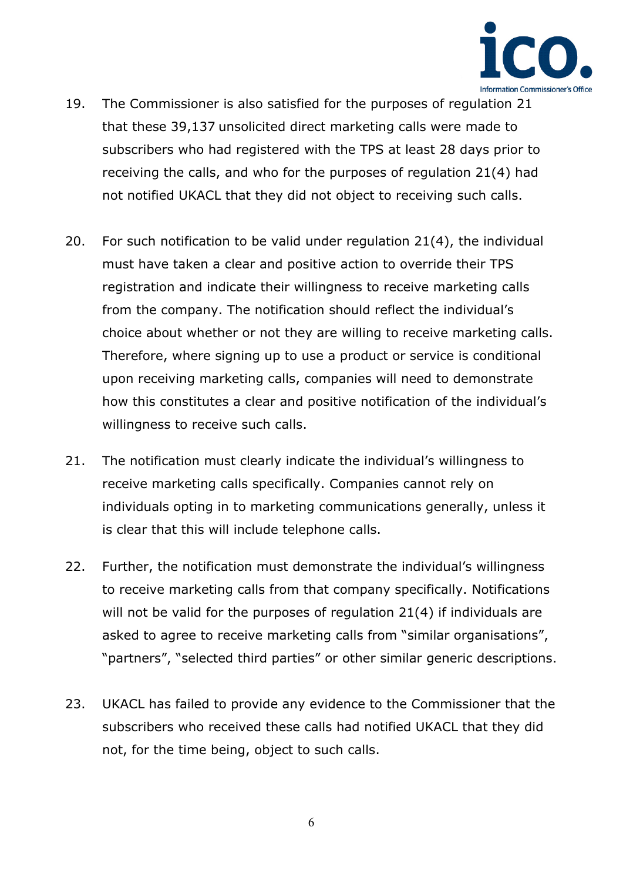19. The Commissioner is also satisfied for the purposes of regulation 21 that these 39,137 unsolicited direct marketing calls were made to subscribers who had registered with the TPS at least 28 days prior to receiving the calls, and who for the purposes of regulation 21(4) had not notified UKACL that they did not object to receiving such calls.

20. For such notification to be valid under regulation 21(4), the individual must have taken a clear and positive action to override their TPS registration and indicate their willingness to receive marketing calls from the company. The notification should reflect the individual's choice about whether or not they are willing to receive marketing calls. Therefore, where signing up to use a product or service is conditional upon receiving marketing calls, companies will need to demonstrate how this constitutes a clear and positive notification of the individual's willingness to receive such calls.

21. The notification must clearly indicate the individual's willingness to receive marketing calls specifically. Companies cannot rely on individuals opting in to marketing communications generally, unless it is clear that this will include telephone calls.

22. Further, the notification must demonstrate the individual's willingness to receive marketing calls from that company specifically. Notifications will not be valid for the purposes of regulation 21(4) if individuals are asked to agree to receive marketing calls from "similar organisations", "partners", "selected third parties" or other similar generic descriptions.

23. UKACL has failed to provide any evidence to the Commissioner that the subscribers who received these calls had notified UKACL that they did not, for the time being, object to such calls.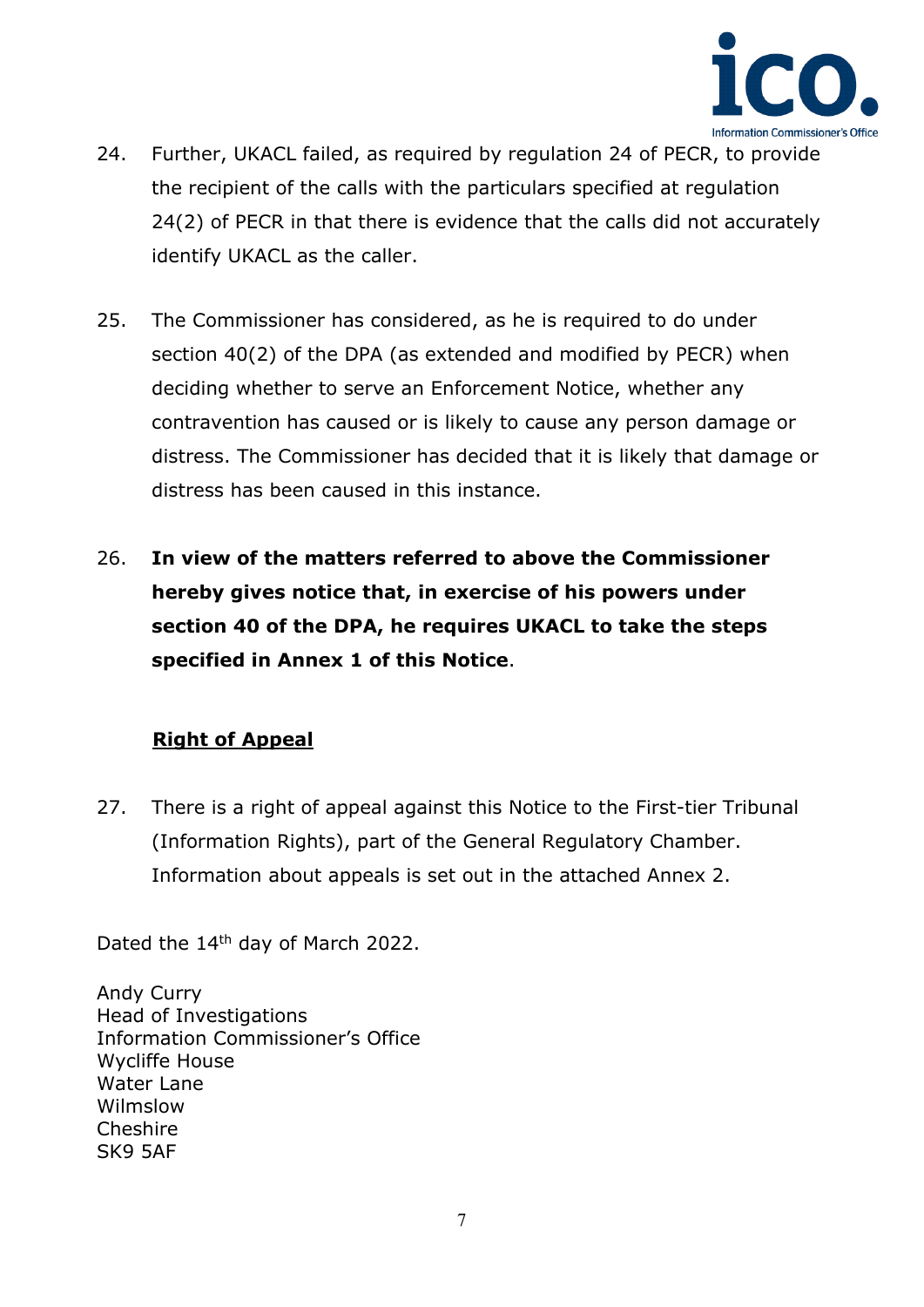24. Further, UKACL failed, as required by regulation 24 of PECR, to provide the recipient of the calls with the particulars specified at regulation 24(2) of PECR in that there is evidence that the calls did not accurately identify UKACL as the caller.

25. The Commissioner has considered, as he is required to do under section 40(2) of the DPA (as extended and modified by PECR) when deciding whether to serve an Enforcement Notice, whether any contravention has caused or is likely to cause any person damage or distress. The Commissioner has decided that it is likely that damage or distress has been caused in this instance.

26. **In view of the matters referred to above the Commissioner hereby gives notice that, in exercise of his powers under section 40 of the DPA, he requires UKACL to take the steps specified in Annex 1 of this Notice**.

## Right of Appeal

27. There is a right of appeal against this Notice to the First-tier Tribunal (Information Rights), part of the General Regulatory Chamber. Information about appeals is set out in the attached Annex 2.

Dated the 14th day of March 2022.

Andy Curry
Head of Investigations
Information Commissioner's Office
Wycliffe House
Water Lane
Wilmslow
Cheshire
SK9 5AF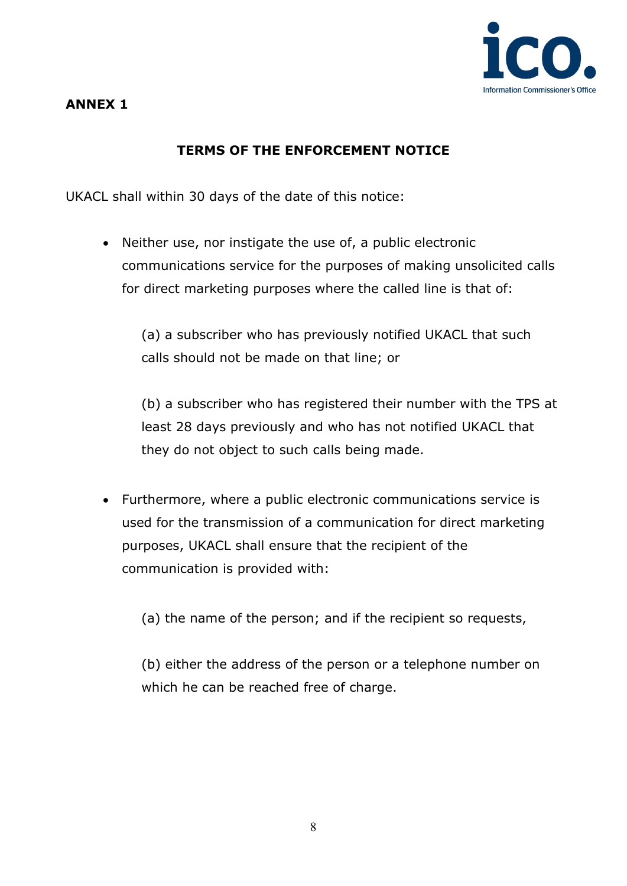**ANNEX 1**

**TERMS OF THE ENFORCEMENT NOTICE**

UKACL shall within 30 days of the date of this notice:

- Neither use, nor instigate the use of, a public electronic communications service for the purposes of making unsolicited calls for direct marketing purposes where the called line is that of:

  (a) a subscriber who has previously notified UKACL that such calls should not be made on that line; or

  (b) a subscriber who has registered their number with the TPS at least 28 days previously and who has not notified UKACL that they do not object to such calls being made.

- Furthermore, where a public electronic communications service is used for the transmission of a communication for direct marketing purposes, UKACL shall ensure that the recipient of the communication is provided with:

  (a) the name of the person; and if the recipient so requests,

  (b) either the address of the person or a telephone number on which he can be reached free of charge.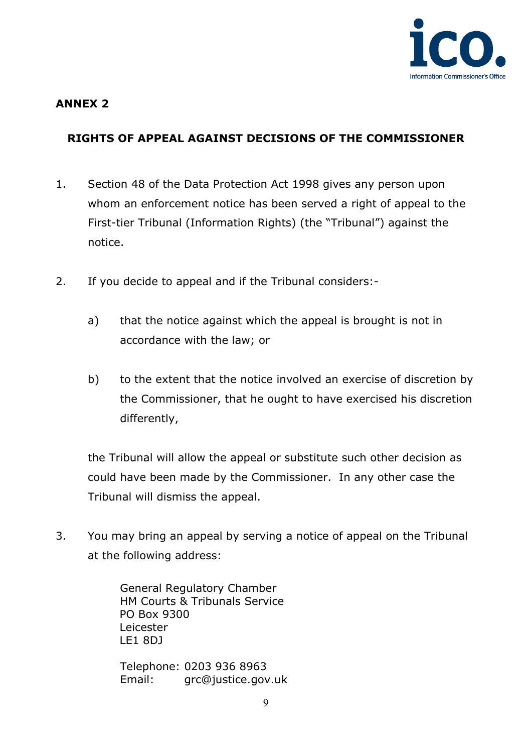**ANNEX 2**

**RIGHTS OF APPEAL AGAINST DECISIONS OF THE COMMISSIONER**

1. Section 48 of the Data Protection Act 1998 gives any person upon whom an enforcement notice has been served a right of appeal to the First-tier Tribunal (Information Rights) (the "Tribunal") against the notice.

2. If you decide to appeal and if the Tribunal considers:-

   a) that the notice against which the appeal is brought is not in accordance with the law; or

   b) to the extent that the notice involved an exercise of discretion by the Commissioner, that he ought to have exercised his discretion differently,

   the Tribunal will allow the appeal or substitute such other decision as could have been made by the Commissioner. In any other case the Tribunal will dismiss the appeal.

3. You may bring an appeal by serving a notice of appeal on the Tribunal at the following address:

   General Regulatory Chamber
   HM Courts & Tribunals Service
   PO Box 9300
   Leicester
   LE1 8DJ

   Telephone: 0203 936 8963
   Email: grc@justice.gov.uk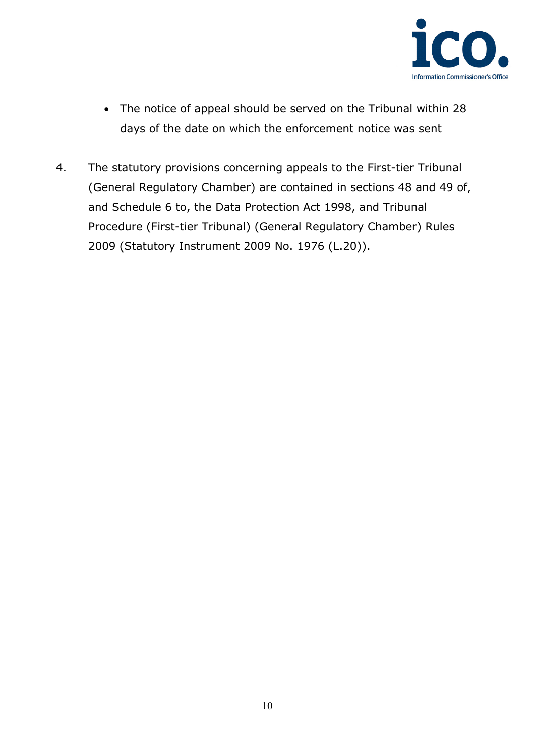- The notice of appeal should be served on the Tribunal within 28 days of the date on which the enforcement notice was sent

4. The statutory provisions concerning appeals to the First-tier Tribunal (General Regulatory Chamber) are contained in sections 48 and 49 of, and Schedule 6 to, the Data Protection Act 1998, and Tribunal Procedure (First-tier Tribunal) (General Regulatory Chamber) Rules 2009 (Statutory Instrument 2009 No. 1976 (L.20)).